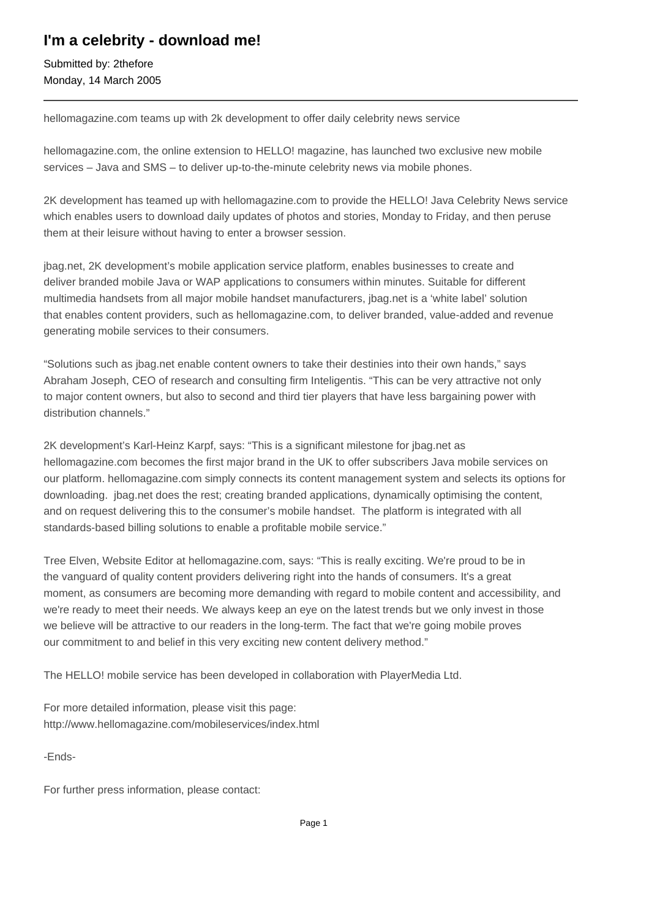# I'm a celebrity - download me!

Submitted by: 2thefore
Monday, 14 March 2005

---

hellomagazine.com teams up with 2k development to offer daily celebrity news service

hellomagazine.com, the online extension to HELLO! magazine, has launched two exclusive new mobile services – Java and SMS – to deliver up-to-the-minute celebrity news via mobile phones.

2K development has teamed up with hellomagazine.com to provide the HELLO! Java Celebrity News service which enables users to download daily updates of photos and stories, Monday to Friday, and then peruse them at their leisure without having to enter a browser session.

jbag.net, 2K development's mobile application service platform, enables businesses to create and deliver branded mobile Java or WAP applications to consumers within minutes. Suitable for different multimedia handsets from all major mobile handset manufacturers, jbag.net is a 'white label' solution that enables content providers, such as hellomagazine.com, to deliver branded, value-added and revenue generating mobile services to their consumers.

"Solutions such as jbag.net enable content owners to take their destinies into their own hands," says Abraham Joseph, CEO of research and consulting firm Inteligentis. "This can be very attractive not only to major content owners, but also to second and third tier players that have less bargaining power with distribution channels."

2K development's Karl-Heinz Karpf, says: "This is a significant milestone for jbag.net as hellomagazine.com becomes the first major brand in the UK to offer subscribers Java mobile services on our platform. hellomagazine.com simply connects its content management system and selects its options for downloading. jbag.net does the rest; creating branded applications, dynamically optimising the content, and on request delivering this to the consumer's mobile handset. The platform is integrated with all standards-based billing solutions to enable a profitable mobile service."

Tree Elven, Website Editor at hellomagazine.com, says: "This is really exciting. We're proud to be in the vanguard of quality content providers delivering right into the hands of consumers. It's a great moment, as consumers are becoming more demanding with regard to mobile content and accessibility, and we're ready to meet their needs. We always keep an eye on the latest trends but we only invest in those we believe will be attractive to our readers in the long-term. The fact that we're going mobile proves our commitment to and belief in this very exciting new content delivery method."

The HELLO! mobile service has been developed in collaboration with PlayerMedia Ltd.

For more detailed information, please visit this page:
http://www.hellomagazine.com/mobileservices/index.html

-Ends-

For further press information, please contact: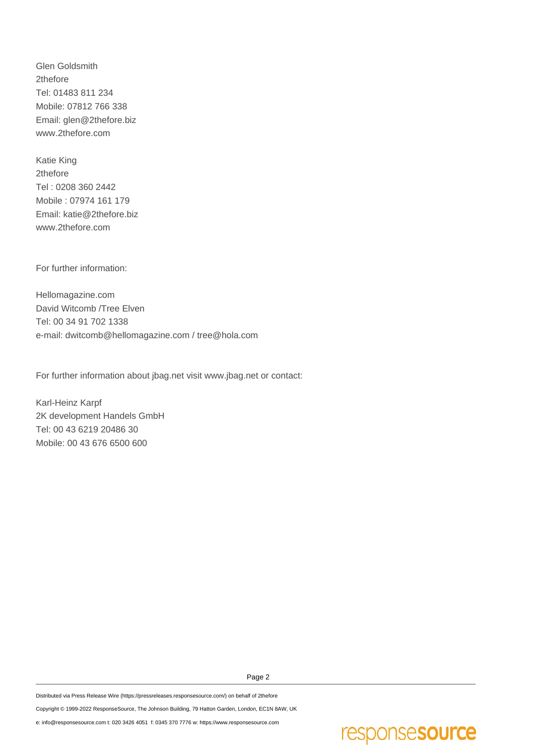Glen Goldsmith
2thefore
Tel: 01483 811 234
Mobile: 07812 766 338
Email: glen@2thefore.biz
www.2thefore.com

Katie King
2thefore
Tel : 0208 360 2442
Mobile : 07974 161 179
Email: katie@2thefore.biz
www.2thefore.com

For further information:

Hellomagazine.com
David Witcomb /Tree Elven
Tel: 00 34 91 702 1338
e-mail: dwitcomb@hellomagazine.com / tree@hola.com

For further information about jbag.net visit www.jbag.net or contact:

Karl-Heinz Karpf
2K development Handels GmbH
Tel: 00 43 6219 20486 30
Mobile: 00 43 676 6500 600